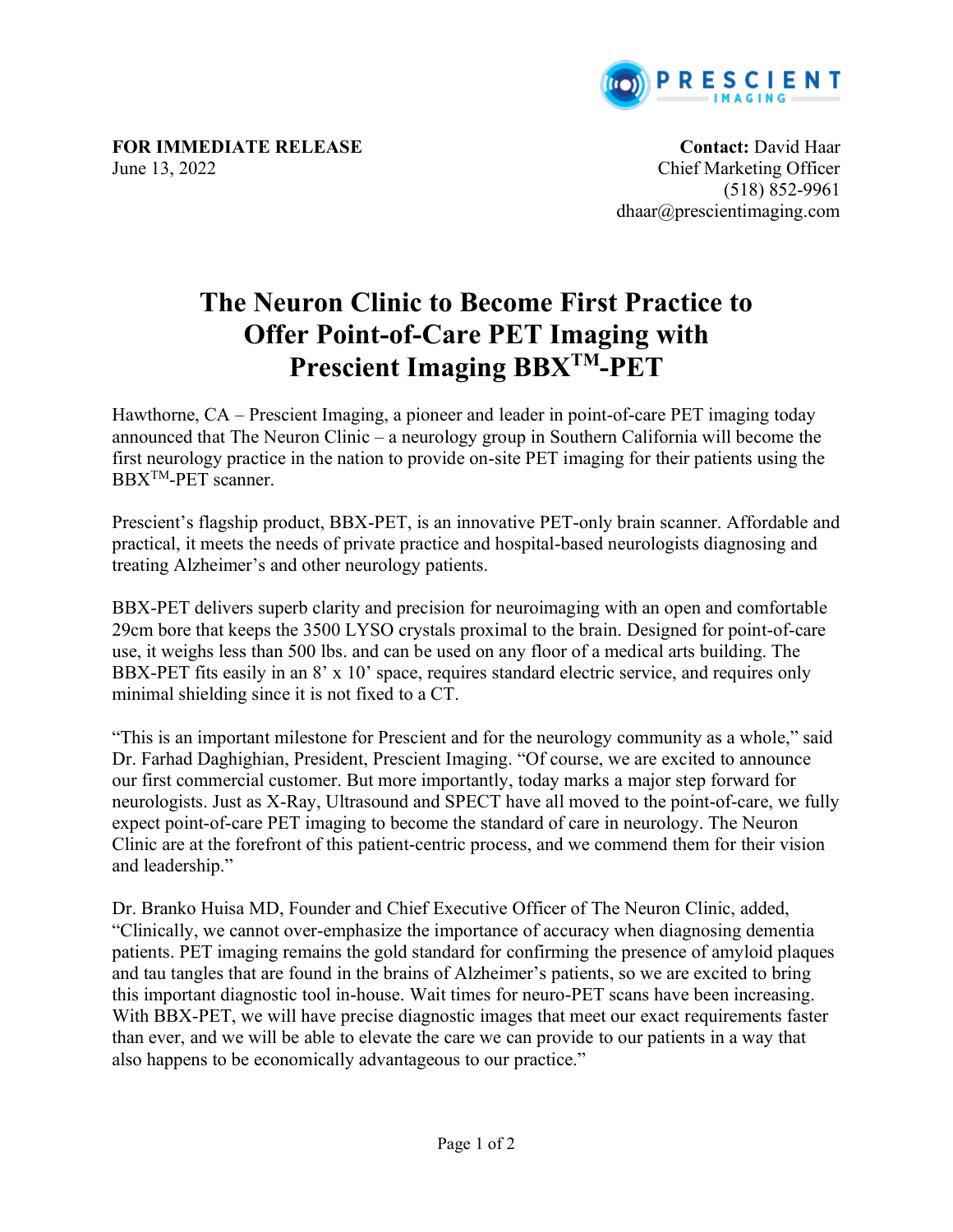**FOR IMMEDIATE RELEASE**
June 13, 2022

**Contact:** David Haar
Chief Marketing Officer
(518) 852-9961
dhaar@prescientimaging.com

# The Neuron Clinic to Become First Practice to Offer Point-of-Care PET Imaging with Prescient Imaging BBX™-PET

Hawthorne, CA – Prescient Imaging, a pioneer and leader in point-of-care PET imaging today announced that The Neuron Clinic – a neurology group in Southern California will become the first neurology practice in the nation to provide on-site PET imaging for their patients using the BBX™-PET scanner.

Prescient's flagship product, BBX-PET, is an innovative PET-only brain scanner. Affordable and practical, it meets the needs of private practice and hospital-based neurologists diagnosing and treating Alzheimer's and other neurology patients.

BBX-PET delivers superb clarity and precision for neuroimaging with an open and comfortable 29cm bore that keeps the 3500 LYSO crystals proximal to the brain. Designed for point-of-care use, it weighs less than 500 lbs. and can be used on any floor of a medical arts building. The BBX-PET fits easily in an 8' x 10' space, requires standard electric service, and requires only minimal shielding since it is not fixed to a CT.

"This is an important milestone for Prescient and for the neurology community as a whole," said Dr. Farhad Daghighian, President, Prescient Imaging. "Of course, we are excited to announce our first commercial customer. But more importantly, today marks a major step forward for neurologists. Just as X-Ray, Ultrasound and SPECT have all moved to the point-of-care, we fully expect point-of-care PET imaging to become the standard of care in neurology. The Neuron Clinic are at the forefront of this patient-centric process, and we commend them for their vision and leadership."

Dr. Branko Huisa MD, Founder and Chief Executive Officer of The Neuron Clinic, added, "Clinically, we cannot over-emphasize the importance of accuracy when diagnosing dementia patients. PET imaging remains the gold standard for confirming the presence of amyloid plaques and tau tangles that are found in the brains of Alzheimer's patients, so we are excited to bring this important diagnostic tool in-house. Wait times for neuro-PET scans have been increasing. With BBX-PET, we will have precise diagnostic images that meet our exact requirements faster than ever, and we will be able to elevate the care we can provide to our patients in a way that also happens to be economically advantageous to our practice."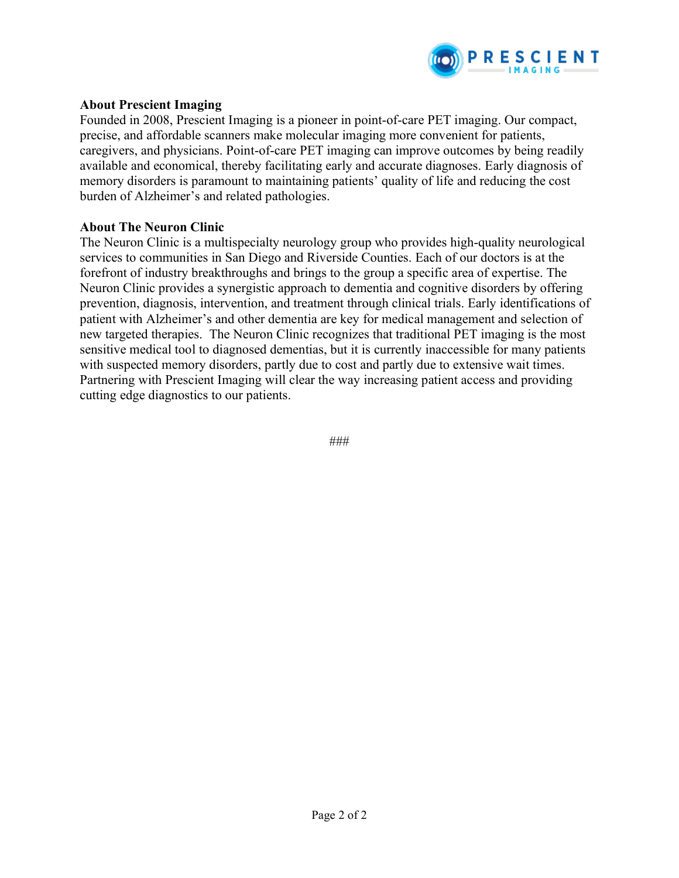**About Prescient Imaging**

Founded in 2008, Prescient Imaging is a pioneer in point-of-care PET imaging. Our compact, precise, and affordable scanners make molecular imaging more convenient for patients, caregivers, and physicians. Point-of-care PET imaging can improve outcomes by being readily available and economical, thereby facilitating early and accurate diagnoses. Early diagnosis of memory disorders is paramount to maintaining patients' quality of life and reducing the cost burden of Alzheimer's and related pathologies.

**About The Neuron Clinic**

The Neuron Clinic is a multispecialty neurology group who provides high-quality neurological services to communities in San Diego and Riverside Counties. Each of our doctors is at the forefront of industry breakthroughs and brings to the group a specific area of expertise. The Neuron Clinic provides a synergistic approach to dementia and cognitive disorders by offering prevention, diagnosis, intervention, and treatment through clinical trials. Early identifications of patient with Alzheimer's and other dementia are key for medical management and selection of new targeted therapies. The Neuron Clinic recognizes that traditional PET imaging is the most sensitive medical tool to diagnosed dementias, but it is currently inaccessible for many patients with suspected memory disorders, partly due to cost and partly due to extensive wait times. Partnering with Prescient Imaging will clear the way increasing patient access and providing cutting edge diagnostics to our patients.

###